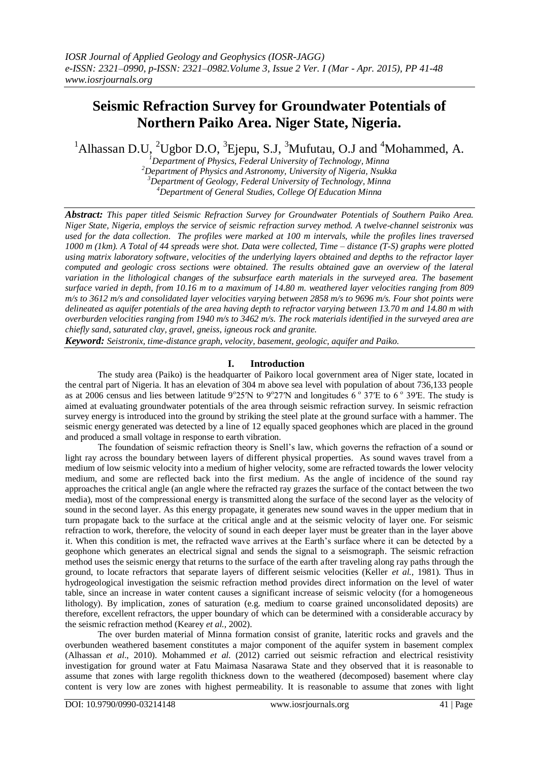# Seismic Refraction Survey for Groundwater Potentials of Northern Paiko Area. Niger State, Nigeria.

[1]Alhassan D.U, [2]Ugbor D.O, [3]Ejepu, S.J, [3]Mufutau, O.J and [4]Mohammed, A.

[1]*Department of Physics, Federal University of Technology, Minna*
[2]*Department of Physics and Astronomy, University of Nigeria, Nsukka*
[3]*Department of Geology, Federal University of Technology, Minna*
[4]*Department of General Studies, College Of Education Minna*

***Abstract:*** *This paper titled Seismic Refraction Survey for Groundwater Potentials of Southern Paiko Area. Niger State, Nigeria, employs the service of seismic refraction survey method. A twelve-channel seistronix was used for the data collection. The profiles were marked at 100 m intervals, while the profiles lines traversed 1000 m (1km). A Total of 44 spreads were shot. Data were collected, Time – distance (T-S) graphs were plotted using matrix laboratory software, velocities of the underlying layers obtained and depths to the refractor layer computed and geologic cross sections were obtained. The results obtained gave an overview of the lateral variation in the lithological changes of the subsurface earth materials in the surveyed area. The basement surface varied in depth, from 10.16 m to a maximum of 14.80 m. weathered layer velocities ranging from 809 m/s to 3612 m/s and consolidated layer velocities varying between 2858 m/s to 9696 m/s. Four shot points were delineated as aquifer potentials of the area having depth to refractor varying between 13.70 m and 14.80 m with overburden velocities ranging from 1940 m/s to 3462 m/s. The rock materials identified in the surveyed area are chiefly sand, saturated clay, gravel, gneiss, igneous rock and granite.*

***Keyword:*** *Seistronix, time-distance graph, velocity, basement, geologic, aquifer and Paiko.*

## I. Introduction

The study area (Paiko) is the headquarter of Paikoro local government area of Niger state, located in the central part of Nigeria. It has an elevation of 304 m above sea level with population of about 736,133 people as at 2006 census and lies between latitude 9°25′N to 9°27′N and longitudes 6° 37′E to 6° 39′E. The study is aimed at evaluating groundwater potentials of the area through seismic refraction survey. In seismic refraction survey energy is introduced into the ground by striking the steel plate at the ground surface with a hammer. The seismic energy generated was detected by a line of 12 equally spaced geophones which are placed in the ground and produced a small voltage in response to earth vibration.

The foundation of seismic refraction theory is Snell's law, which governs the refraction of a sound or light ray across the boundary between layers of different physical properties. As sound waves travel from a medium of low seismic velocity into a medium of higher velocity, some are refracted towards the lower velocity medium, and some are reflected back into the first medium. As the angle of incidence of the sound ray approaches the critical angle (an angle where the refracted ray grazes the surface of the contact between the two media), most of the compressional energy is transmitted along the surface of the second layer as the velocity of sound in the second layer. As this energy propagate, it generates new sound waves in the upper medium that in turn propagate back to the surface at the critical angle and at the seismic velocity of layer one. For seismic refraction to work, therefore, the velocity of sound in each deeper layer must be greater than in the layer above it. When this condition is met, the refracted wave arrives at the Earth's surface where it can be detected by a geophone which generates an electrical signal and sends the signal to a seismograph. The seismic refraction method uses the seismic energy that returns to the surface of the earth after traveling along ray paths through the ground, to locate refractors that separate layers of different seismic velocities (Keller *et al.,* 1981). Thus in hydrogeological investigation the seismic refraction method provides direct information on the level of water table, since an increase in water content causes a significant increase of seismic velocity (for a homogeneous lithology). By implication, zones of saturation (e.g. medium to coarse grained unconsolidated deposits) are therefore, excellent refractors, the upper boundary of which can be determined with a considerable accuracy by the seismic refraction method (Kearey *et al.,* 2002).

The over burden material of Minna formation consist of granite, lateritic rocks and gravels and the overbunden weathered basement constitutes a major component of the aquifer system in basement complex (Alhassan *et al*., 2010). Mohammed *et al.* (2012) carried out seismic refraction and electrical resistivity investigation for ground water at Fatu Maimasa Nasarawa State and they observed that it is reasonable to assume that zones with large regolith thickness down to the weathered (decomposed) basement where clay content is very low are zones with highest permeability. It is reasonable to assume that zones with light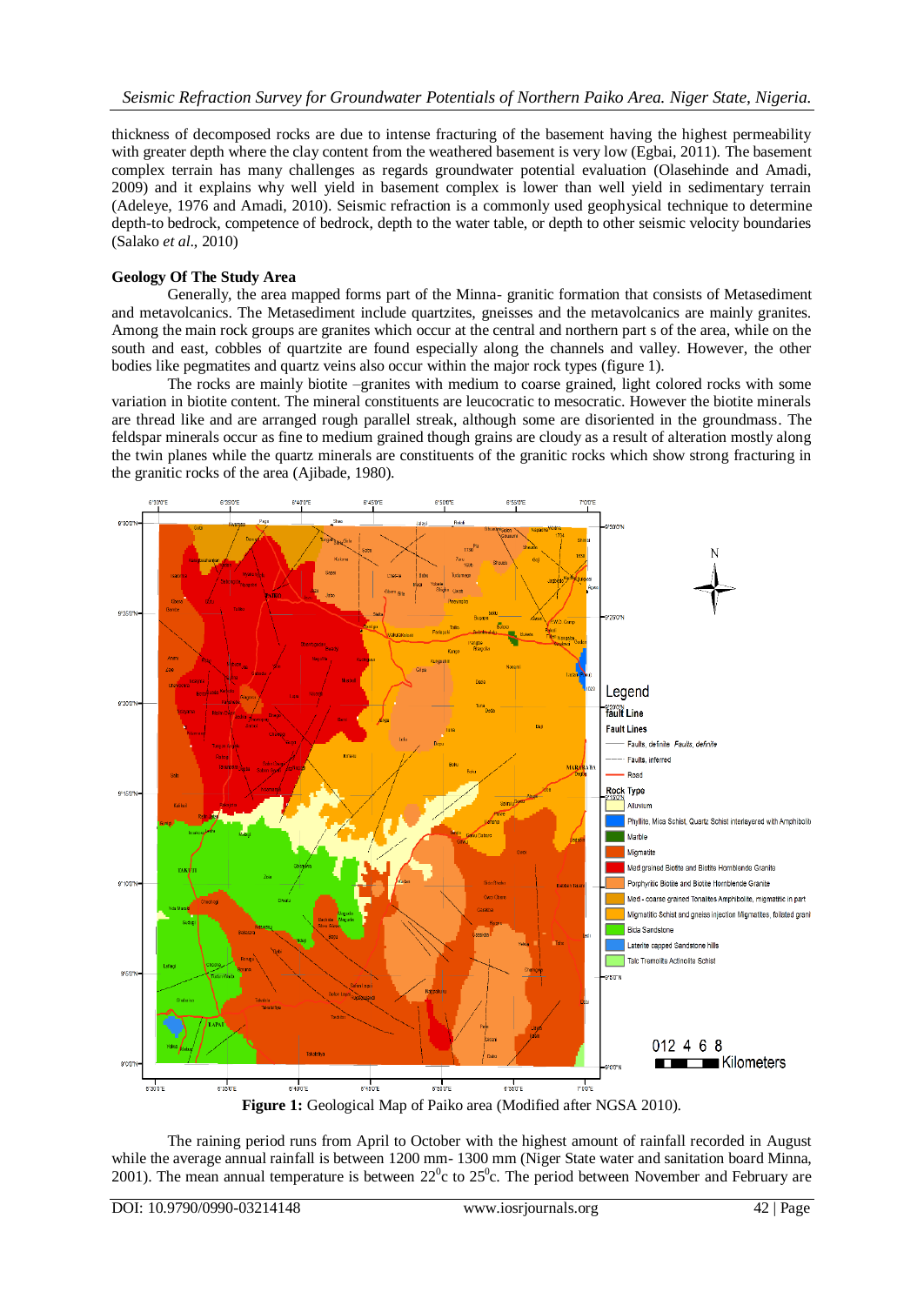thickness of decomposed rocks are due to intense fracturing of the basement having the highest permeability with greater depth where the clay content from the weathered basement is very low (Egbai, 2011). The basement complex terrain has many challenges as regards groundwater potential evaluation (Olasehinde and Amadi, 2009) and it explains why well yield in basement complex is lower than well yield in sedimentary terrain (Adeleye, 1976 and Amadi, 2010). Seismic refraction is a commonly used geophysical technique to determine depth-to bedrock, competence of bedrock, depth to the water table, or depth to other seismic velocity boundaries (Salako *et al*., 2010)

**Geology Of The Study Area**

Generally, the area mapped forms part of the Minna- granitic formation that consists of Metasediment and metavolcanics. The Metasediment include quartzites, gneisses and the metavolcanics are mainly granites. Among the main rock groups are granites which occur at the central and northern part s of the area, while on the south and east, cobbles of quartzite are found especially along the channels and valley. However, the other bodies like pegmatites and quartz veins also occur within the major rock types (figure 1).

The rocks are mainly biotite –granites with medium to coarse grained, light colored rocks with some variation in biotite content. The mineral constituents are leucocratic to mesocratic. However the biotite minerals are thread like and are arranged rough parallel streak, although some are disoriented in the groundmass. The feldspar minerals occur as fine to medium grained though grains are cloudy as a result of alteration mostly along the twin planes while the quartz minerals are constituents of the granitic rocks which show strong fracturing in the granitic rocks of the area (Ajibade, 1980).

Legend

fault Line

Fault Lines

Faults, definite

Faults, inferred

Road

Rock Type

Alluvium

Phyllite, Mica Schist, Quartz Schist interlayered with Amphiboli

Marble

Migmatite

Med grained Biotite and Biotite Hornblende Granite

Porphyritic Biotite and Biotite Hornblende Granite

Med - coarse grained Tonalites Amphibolite, migmatitic in part

Migmatitic Schist and gneiss injection Migmatites, foliated grani

Bida Sandstone

Laterite capped Sandstone hills

Talc Tremolite Actinolite Schist

0 1 2 4 6 8 Kilometers

**Figure 1:** Geological Map of Paiko area (Modified after NGSA 2010).

The raining period runs from April to October with the highest amount of rainfall recorded in August while the average annual rainfall is between 1200 mm- 1300 mm (Niger State water and sanitation board Minna, 2001). The mean annual temperature is between $22^0$c to $25^0$c. The period between November and February are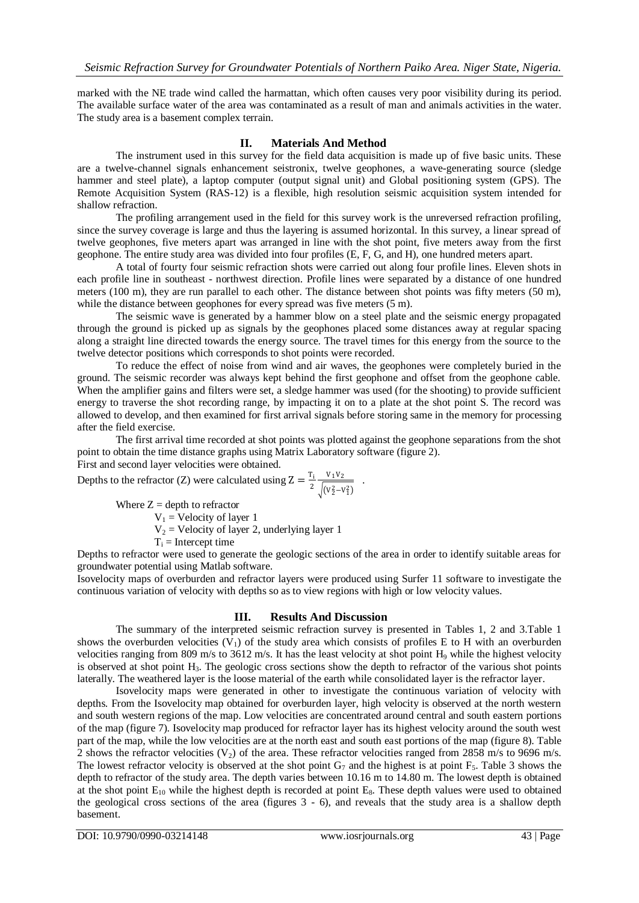marked with the NE trade wind called the harmattan, which often causes very poor visibility during its period. The available surface water of the area was contaminated as a result of man and animals activities in the water. The study area is a basement complex terrain.

## II. Materials And Method

The instrument used in this survey for the field data acquisition is made up of five basic units. These are a twelve-channel signals enhancement seistronix, twelve geophones, a wave-generating source (sledge hammer and steel plate), a laptop computer (output signal unit) and Global positioning system (GPS). The Remote Acquisition System (RAS-12) is a flexible, high resolution seismic acquisition system intended for shallow refraction.

The profiling arrangement used in the field for this survey work is the unreversed refraction profiling, since the survey coverage is large and thus the layering is assumed horizontal. In this survey, a linear spread of twelve geophones, five meters apart was arranged in line with the shot point, five meters away from the first geophone. The entire study area was divided into four profiles (E, F, G, and H), one hundred meters apart.

A total of fourty four seismic refraction shots were carried out along four profile lines. Eleven shots in each profile line in southeast - northwest direction. Profile lines were separated by a distance of one hundred meters (100 m), they are run parallel to each other. The distance between shot points was fifty meters (50 m), while the distance between geophones for every spread was five meters (5 m).

The seismic wave is generated by a hammer blow on a steel plate and the seismic energy propagated through the ground is picked up as signals by the geophones placed some distances away at regular spacing along a straight line directed towards the energy source. The travel times for this energy from the source to the twelve detector positions which corresponds to shot points were recorded.

To reduce the effect of noise from wind and air waves, the geophones were completely buried in the ground. The seismic recorder was always kept behind the first geophone and offset from the geophone cable. When the amplifier gains and filters were set, a sledge hammer was used (for the shooting) to provide sufficient energy to traverse the shot recording range, by impacting it on to a plate at the shot point S. The record was allowed to develop, and then examined for first arrival signals before storing same in the memory for processing after the field exercise.

The first arrival time recorded at shot points was plotted against the geophone separations from the shot point to obtain the time distance graphs using Matrix Laboratory software (figure 2).

First and second layer velocities were obtained.

Depths to the refractor (Z) were calculated using $Z = \frac{T_i}{2} \frac{V_1 V_2}{\sqrt{(V_2^2 - V_1^2)}}$ .

Where $Z$ = depth to refractor

$V_1$ = Velocity of layer 1

$V_2$ = Velocity of layer 2, underlying layer 1

$T_i$ = Intercept time

Depths to refractor were used to generate the geologic sections of the area in order to identify suitable areas for groundwater potential using Matlab software.

Isovelocity maps of overburden and refractor layers were produced using Surfer 11 software to investigate the continuous variation of velocity with depths so as to view regions with high or low velocity values.

## III. Results And Discussion

The summary of the interpreted seismic refraction survey is presented in Tables 1, 2 and 3.Table 1 shows the overburden velocities ($V_1$) of the study area which consists of profiles E to H with an overburden velocities ranging from 809 m/s to 3612 m/s. It has the least velocity at shot point $H_9$ while the highest velocity is observed at shot point $H_3$. The geologic cross sections show the depth to refractor of the various shot points laterally. The weathered layer is the loose material of the earth while consolidated layer is the refractor layer.

Isovelocity maps were generated in other to investigate the continuous variation of velocity with depths. From the Isovelocity map obtained for overburden layer, high velocity is observed at the north western and south western regions of the map. Low velocities are concentrated around central and south eastern portions of the map (figure 7). Isovelocity map produced for refractor layer has its highest velocity around the south west part of the map, while the low velocities are at the north east and south east portions of the map (figure 8). Table 2 shows the refractor velocities ($V_2$) of the area. These refractor velocities ranged from 2858 m/s to 9696 m/s. The lowest refractor velocity is observed at the shot point $G_7$ and the highest is at point $F_5$. Table 3 shows the depth to refractor of the study area. The depth varies between 10.16 m to 14.80 m. The lowest depth is obtained at the shot point $E_{10}$ while the highest depth is recorded at point $E_8$. These depth values were used to obtained the geological cross sections of the area (figures 3 - 6), and reveals that the study area is a shallow depth basement.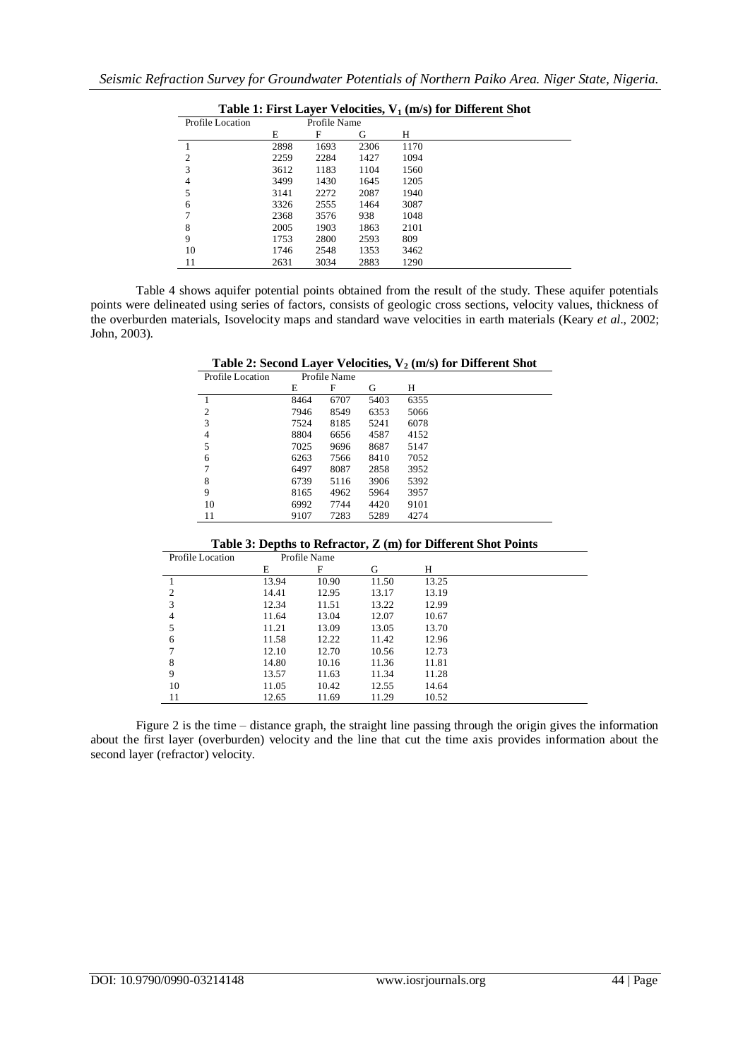**Table 1: First Layer Velocities, $V_1$ (m/s) for Different Shot**

| Profile Location | Profile Name | | | |
|---|---|---|---|---|
| | E | F | G | H |
| 1 | 2898 | 1693 | 2306 | 1170 |
| 2 | 2259 | 2284 | 1427 | 1094 |
| 3 | 3612 | 1183 | 1104 | 1560 |
| 4 | 3499 | 1430 | 1645 | 1205 |
| 5 | 3141 | 2272 | 2087 | 1940 |
| 6 | 3326 | 2555 | 1464 | 3087 |
| 7 | 2368 | 3576 | 938 | 1048 |
| 8 | 2005 | 1903 | 1863 | 2101 |
| 9 | 1753 | 2800 | 2593 | 809 |
| 10 | 1746 | 2548 | 1353 | 3462 |
| 11 | 2631 | 3034 | 2883 | 1290 |

Table 4 shows aquifer potential points obtained from the result of the study. These aquifer potentials points were delineated using series of factors, consists of geologic cross sections, velocity values, thickness of the overburden materials, Isovelocity maps and standard wave velocities in earth materials (Keary *et al*., 2002; John, 2003).

**Table 2: Second Layer Velocities, $V_2$ (m/s) for Different Shot**

| Profile Location | Profile Name | | | |
|---|---|---|---|---|
| | E | F | G | H |
| 1 | 8464 | 6707 | 5403 | 6355 |
| 2 | 7946 | 8549 | 6353 | 5066 |
| 3 | 7524 | 8185 | 5241 | 6078 |
| 4 | 8804 | 6656 | 4587 | 4152 |
| 5 | 7025 | 9696 | 8687 | 5147 |
| 6 | 6263 | 7566 | 8410 | 7052 |
| 7 | 6497 | 8087 | 2858 | 3952 |
| 8 | 6739 | 5116 | 3906 | 5392 |
| 9 | 8165 | 4962 | 5964 | 3957 |
| 10 | 6992 | 7744 | 4420 | 9101 |
| 11 | 9107 | 7283 | 5289 | 4274 |

**Table 3: Depths to Refractor, Z (m) for Different Shot Points**

| Profile Location | Profile Name | | | |
|---|---|---|---|---|
| | E | F | G | H |
| 1 | 13.94 | 10.90 | 11.50 | 13.25 |
| 2 | 14.41 | 12.95 | 13.17 | 13.19 |
| 3 | 12.34 | 11.51 | 13.22 | 12.99 |
| 4 | 11.64 | 13.04 | 12.07 | 10.67 |
| 5 | 11.21 | 13.09 | 13.05 | 13.70 |
| 6 | 11.58 | 12.22 | 11.42 | 12.96 |
| 7 | 12.10 | 12.70 | 10.56 | 12.73 |
| 8 | 14.80 | 10.16 | 11.36 | 11.81 |
| 9 | 13.57 | 11.63 | 11.34 | 11.28 |
| 10 | 11.05 | 10.42 | 12.55 | 14.64 |
| 11 | 12.65 | 11.69 | 11.29 | 10.52 |

Figure 2 is the time – distance graph, the straight line passing through the origin gives the information about the first layer (overburden) velocity and the line that cut the time axis provides information about the second layer (refractor) velocity.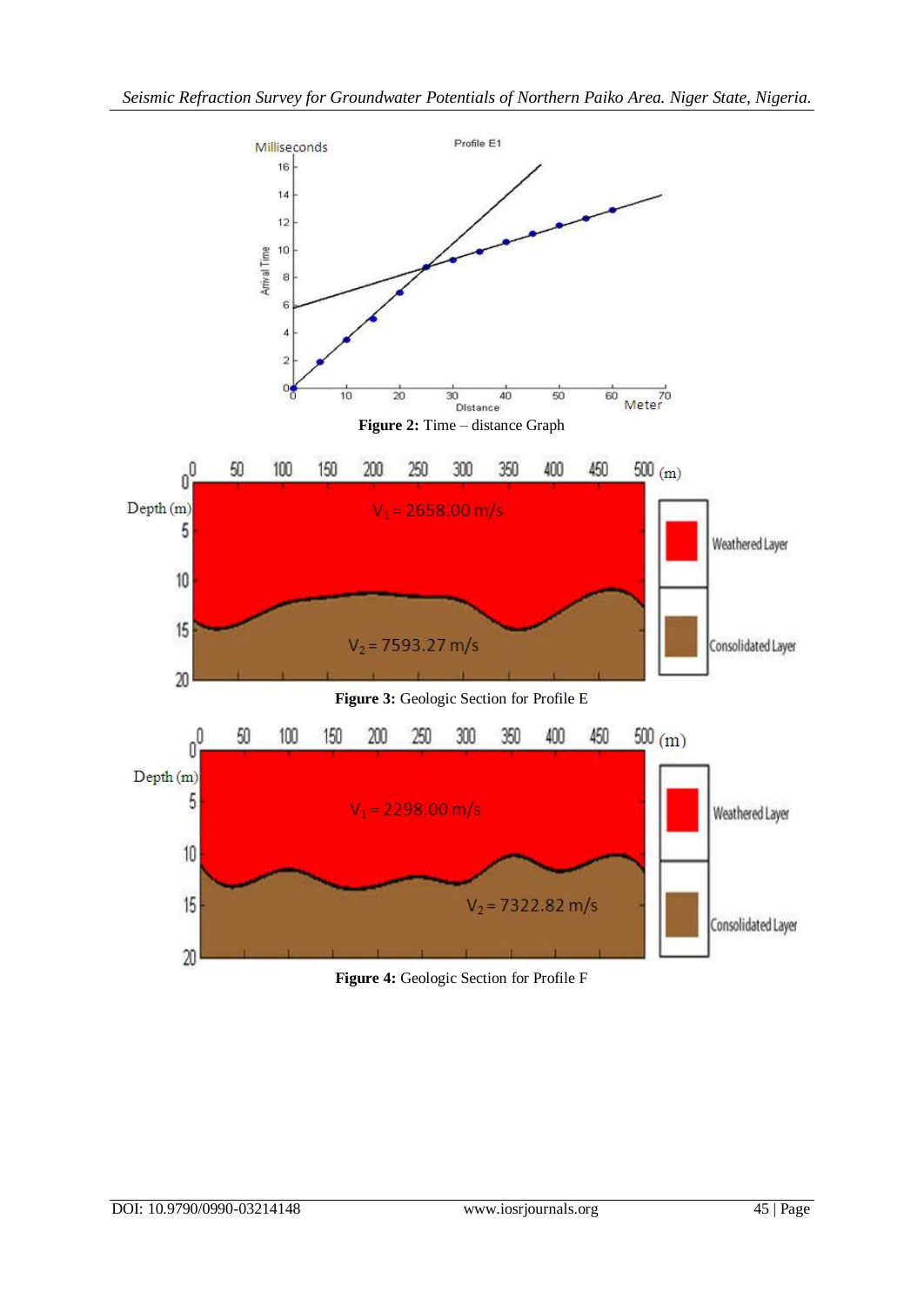Profile E1

Milliseconds

Arrival Time

16
14
12
10
8
6
4
2
0

0 10 20 30 40 50 60 70

Distance

Meter

**Figure 2:** Time – distance Graph

0 50 100 150 200 250 300 350 400 450 500 (m)

Depth (m)

0
5
10
15
20

$V_1 = 2658.00$ m/s

$V_2 = 7593.27$ m/s

Weathered Layer

Consolidated Layer

**Figure 3:** Geologic Section for Profile E

0 50 100 150 200 250 300 350 400 450 500 (m)

Depth (m)

0
5
10
15
20

$V_1 = 2298.00$ m/s

$V_2 = 7322.82$ m/s

Weathered Layer

Consolidated Layer

**Figure 4:** Geologic Section for Profile F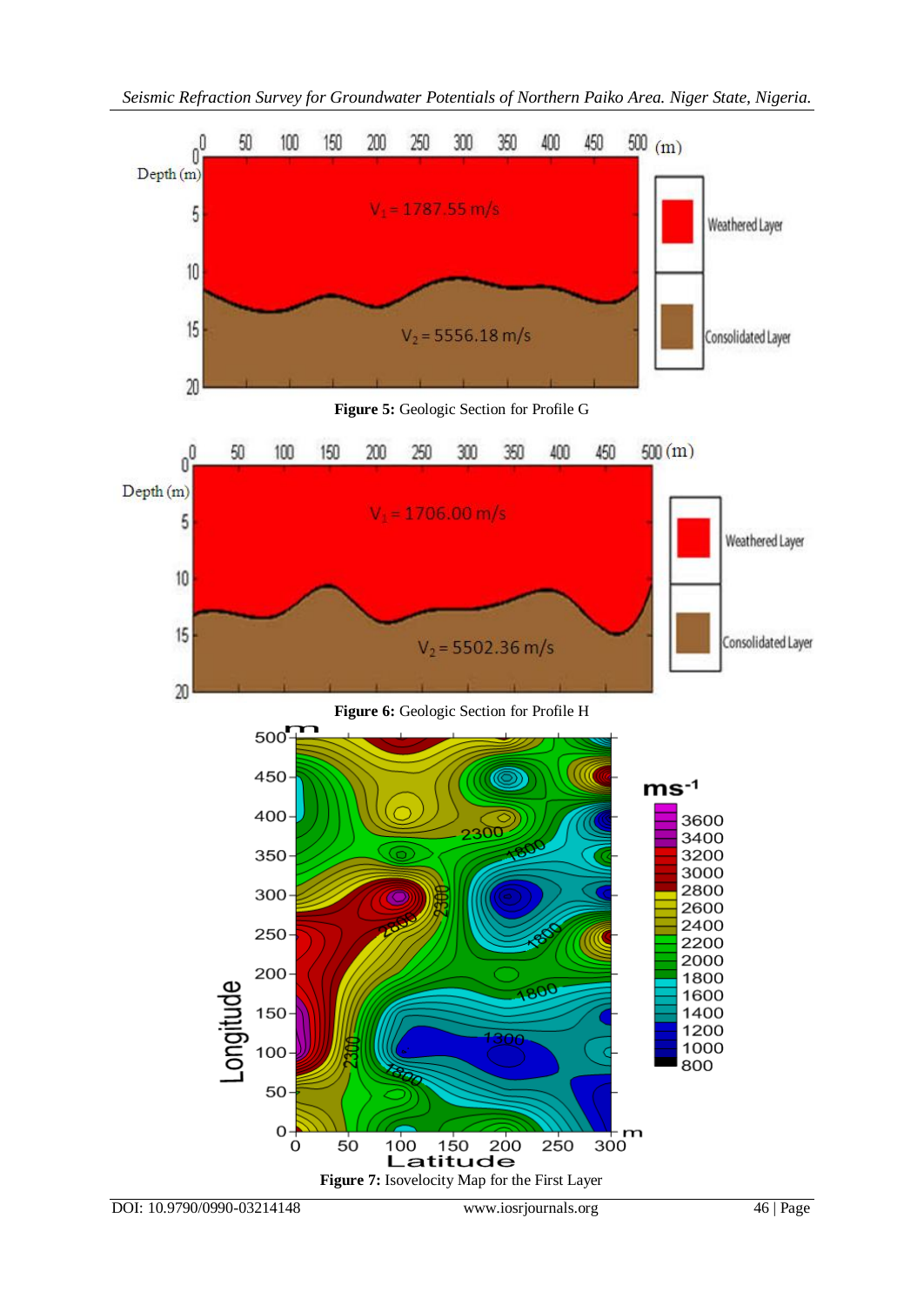0 50 100 150 200 250 300 350 400 450 500 (m)

Depth (m)

0 5 10 15 20

$V_1$ = 1787.55 m/s

$V_2$ = 5556.18 m/s

Weathered Layer

Consolidated Layer

**Figure 5:** Geologic Section for Profile G

0 50 100 150 200 250 300 350 400 450 500 (m)

Depth (m)

0 5 10 15 20

$V_1$ = 1706.00 m/s

$V_2$ = 5502.36 m/s

Weathered Layer

Consolidated Layer

**Figure 6:** Geologic Section for Profile H

m

500 450 400 350 300 250 200 150 100 50 0

Longitude

0 50 100 150 200 250 300 m

Latitude

2300 1800 2300 2850 1800 1800 1300 2300 1800

$ms^{-1}$

3600 3400 3200 3000 2800 2600 2400 2200 2000 1800 1600 1400 1200 1000 800

**Figure 7:** Isovelocity Map for the First Layer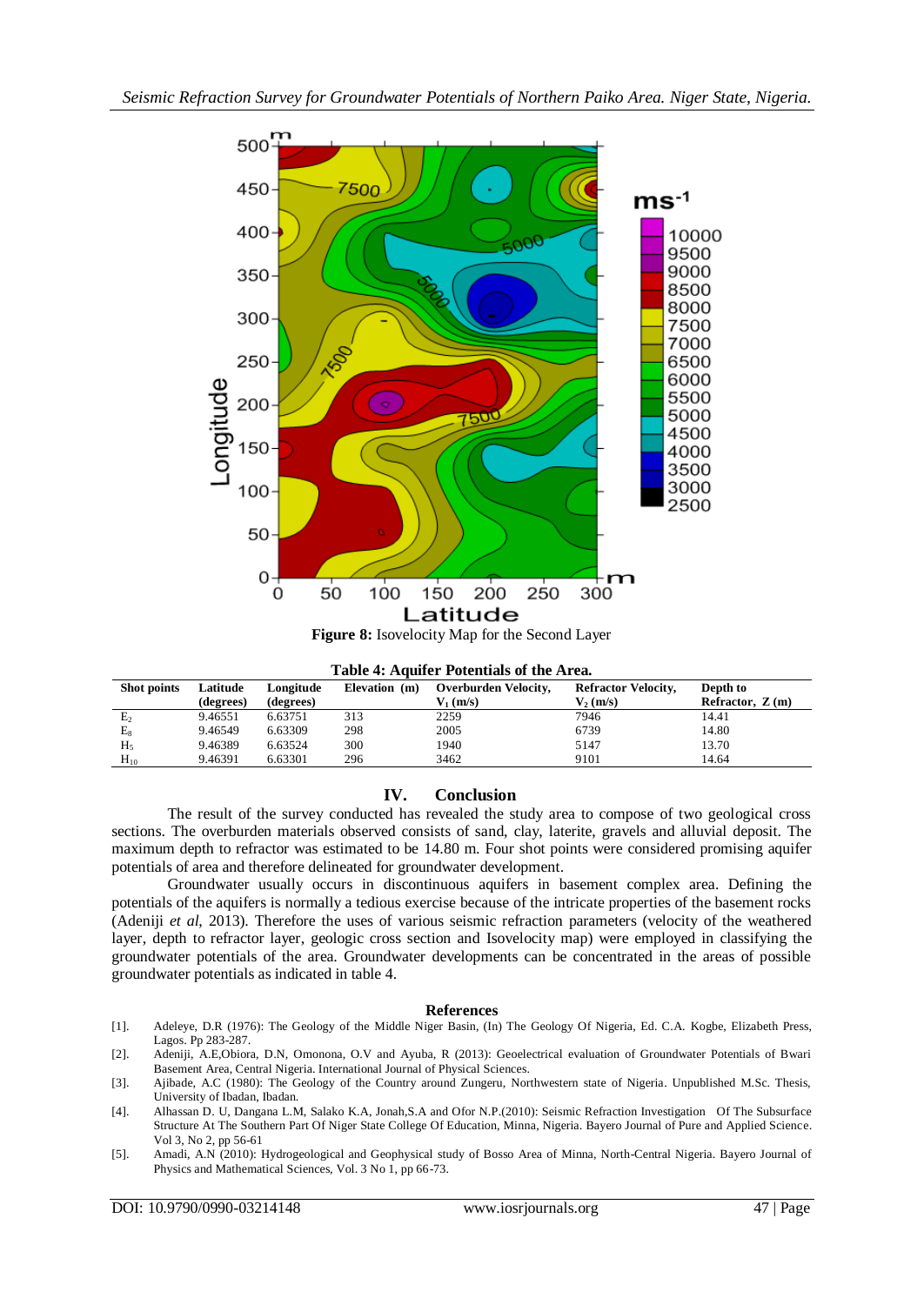500 m

450

400

350

300

250

200

150

100

50

0

Longitude

0 50 100 150 200 250 300 m

Latitude

7500

5000

5000

7500

7500

ms-1

10000
9500
9000
8500
8000
7500
7000
6500
6000
5500
5000
4500
4000
3500
3000
2500

**Figure 8:** Isovelocity Map for the Second Layer

**Table 4: Aquifer Potentials of the Area.**

| Shot points | Latitude (degrees) | Longitude (degrees) | Elevation (m) | Overburden Velocity, $V_1$ (m/s) | Refractor Velocity, $V_2$ (m/s) | Depth to Refractor, Z (m) |
|---|---|---|---|---|---|---|
| $E_2$ | 9.46551 | 6.63751 | 313 | 2259 | 7946 | 14.41 |
| $E_8$ | 9.46549 | 6.63309 | 298 | 2005 | 6739 | 14.80 |
| $H_5$ | 9.46389 | 6.63524 | 300 | 1940 | 5147 | 13.70 |
| $H_{10}$ | 9.46391 | 6.63301 | 296 | 3462 | 9101 | 14.64 |

## IV. Conclusion

The result of the survey conducted has revealed the study area to compose of two geological cross sections. The overburden materials observed consists of sand, clay, laterite, gravels and alluvial deposit. The maximum depth to refractor was estimated to be 14.80 m. Four shot points were considered promising aquifer potentials of area and therefore delineated for groundwater development.

Groundwater usually occurs in discontinuous aquifers in basement complex area. Defining the potentials of the aquifers is normally a tedious exercise because of the intricate properties of the basement rocks (Adeniji *et al*, 2013). Therefore the uses of various seismic refraction parameters (velocity of the weathered layer, depth to refractor layer, geologic cross section and Isovelocity map) were employed in classifying the groundwater potentials of the area. Groundwater developments can be concentrated in the areas of possible groundwater potentials as indicated in table 4.

## References

[1]. Adeleye, D.R (1976): The Geology of the Middle Niger Basin, (In) The Geology Of Nigeria, Ed. C.A. Kogbe, Elizabeth Press, Lagos. Pp 283-287.

[2]. Adeniji, A.E,Obiora, D.N, Omonona, O.V and Ayuba, R (2013): Geoelectrical evaluation of Groundwater Potentials of Bwari Basement Area, Central Nigeria. International Journal of Physical Sciences.

[3]. Ajibade, A.C (1980): The Geology of the Country around Zungeru, Northwestern state of Nigeria. Unpublished M.Sc. Thesis, University of Ibadan, Ibadan.

[4]. Alhassan D. U, Dangana L.M, Salako K.A, Jonah,S.A and Ofor N.P.(2010): Seismic Refraction Investigation Of The Subsurface Structure At The Southern Part Of Niger State College Of Education, Minna, Nigeria. Bayero Journal of Pure and Applied Science. Vol 3, No 2, pp 56-61

[5]. Amadi, A.N (2010): Hydrogeological and Geophysical study of Bosso Area of Minna, North-Central Nigeria. Bayero Journal of Physics and Mathematical Sciences, Vol. 3 No 1, pp 66-73.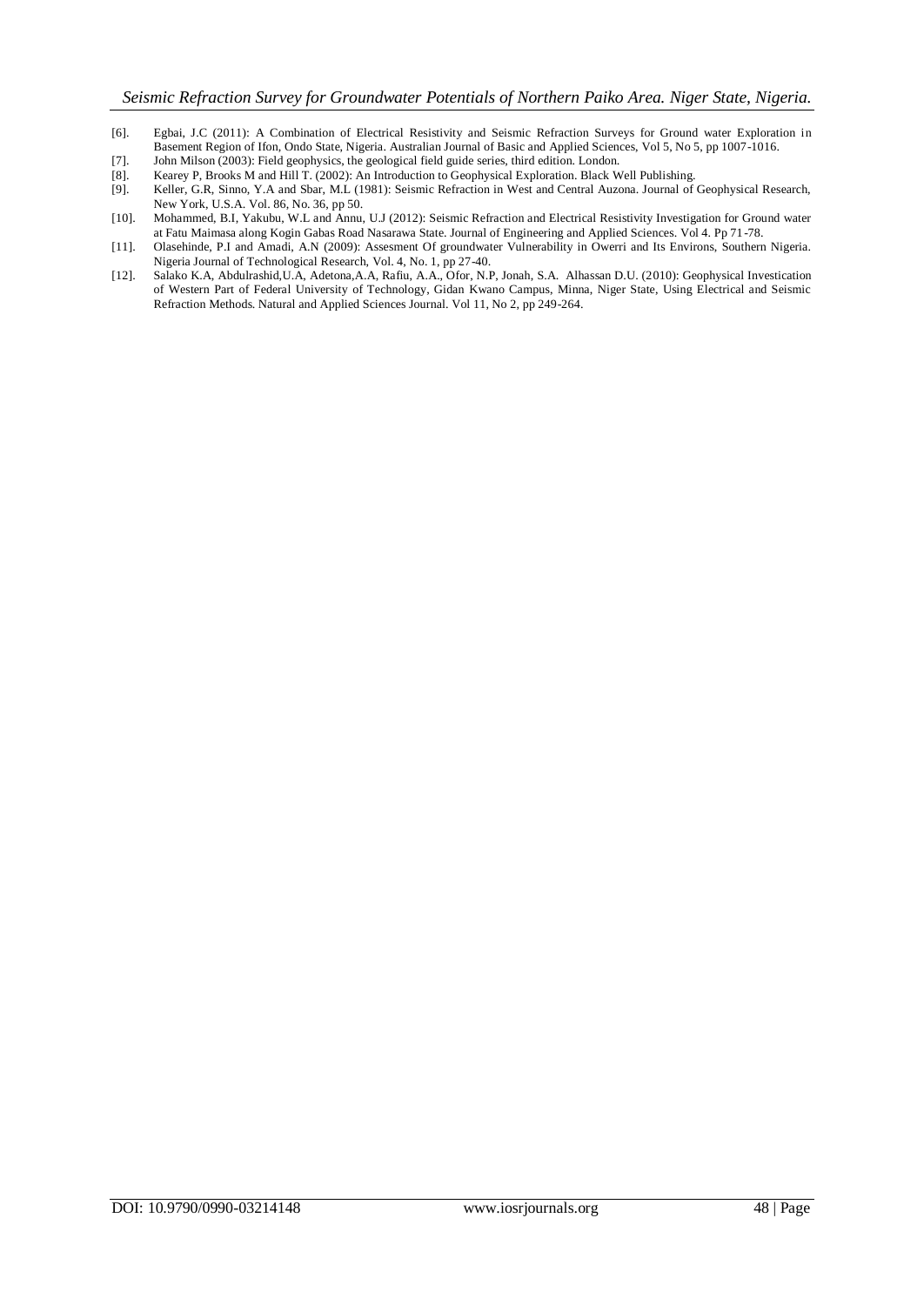[6]. Egbai, J.C (2011): A Combination of Electrical Resistivity and Seismic Refraction Surveys for Ground water Exploration in Basement Region of Ifon, Ondo State, Nigeria. Australian Journal of Basic and Applied Sciences, Vol 5, No 5, pp 1007-1016.

[7]. John Milson (2003): Field geophysics, the geological field guide series, third edition. London.

[8]. Kearey P, Brooks M and Hill T. (2002): An Introduction to Geophysical Exploration. Black Well Publishing.

[9]. Keller, G.R, Sinno, Y.A and Sbar, M.L (1981): Seismic Refraction in West and Central Auzona. Journal of Geophysical Research, New York, U.S.A. Vol. 86, No. 36, pp 50.

[10]. Mohammed, B.I, Yakubu, W.L and Annu, U.J (2012): Seismic Refraction and Electrical Resistivity Investigation for Ground water at Fatu Maimasa along Kogin Gabas Road Nasarawa State. Journal of Engineering and Applied Sciences. Vol 4. Pp 71-78.

[11]. Olasehinde, P.I and Amadi, A.N (2009): Assesment Of groundwater Vulnerability in Owerri and Its Environs, Southern Nigeria. Nigeria Journal of Technological Research, Vol. 4, No. 1, pp 27-40.

[12]. Salako K.A, Abdulrashid,U.A, Adetona,A.A, Rafiu, A.A., Ofor, N.P, Jonah, S.A. Alhassan D.U. (2010): Geophysical Investication of Western Part of Federal University of Technology, Gidan Kwano Campus, Minna, Niger State, Using Electrical and Seismic Refraction Methods. Natural and Applied Sciences Journal. Vol 11, No 2, pp 249-264.